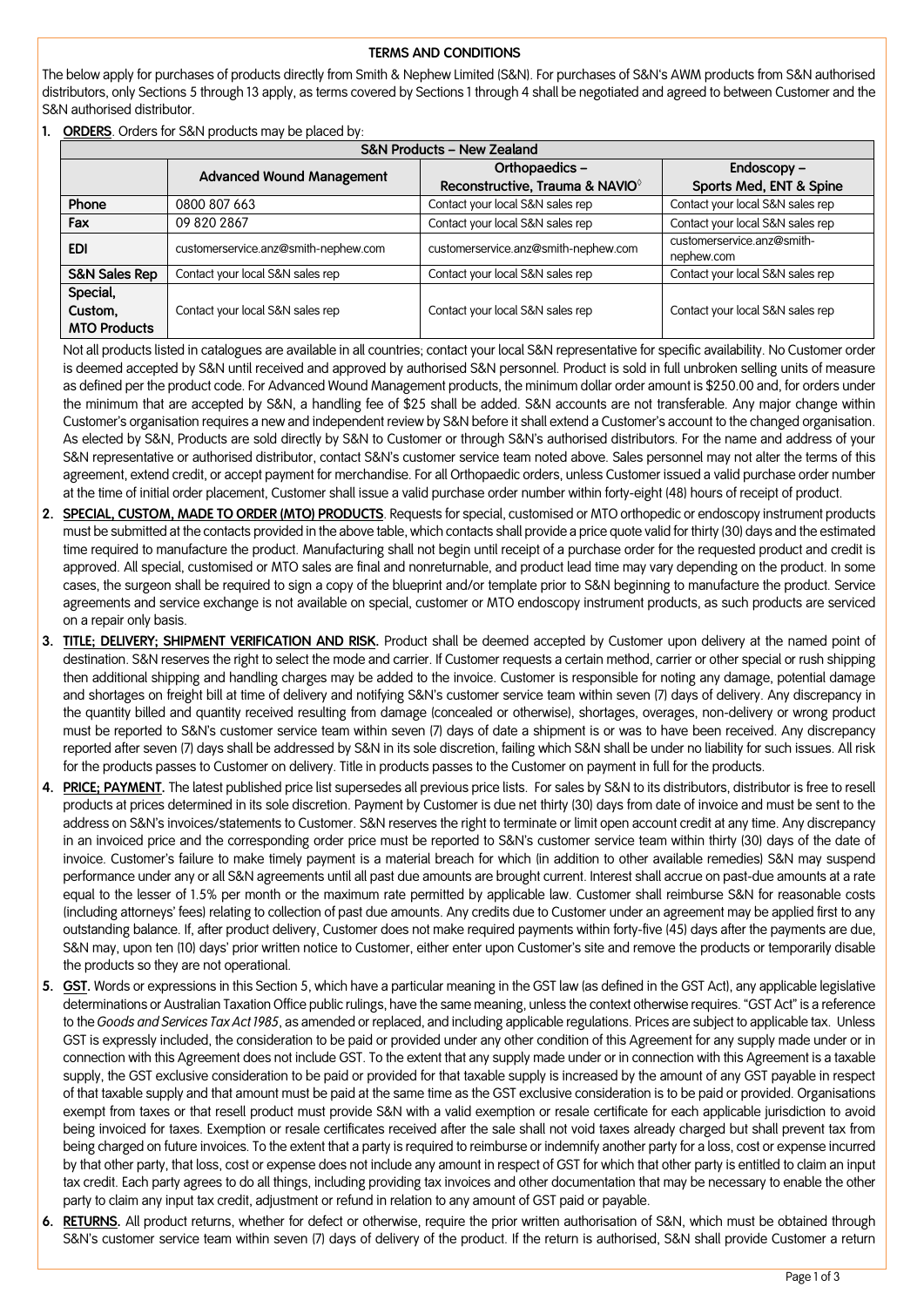## TERMS AND CONDITIONS

The below apply for purchases of products directly from Smith & Nephew Limited (S&N). For purchases of S&N's AWM products from S&N authorised distributors, only Sections 5 through 13 apply, as terms covered by Sections 1 through 4 shall be negotiated and agreed to between Customer and the S&N authorised distributor.

1. **ORDERS**. Orders for S&N products may be placed by:

| S&N Products – New Zealand | | | |
|---|---|---|---|
| | **Advanced Wound Management** | **Orthopaedics – Reconstructive, Trauma & NAVIO◊** | **Endoscopy – Sports Med, ENT & Spine** |
| **Phone** | 0800 807 663 | Contact your local S&N sales rep | Contact your local S&N sales rep |
| **Fax** | 09 820 2867 | Contact your local S&N sales rep | Contact your local S&N sales rep |
| **EDI** | customerservice.anz@smith-nephew.com | customerservice.anz@smith-nephew.com | customerservice.anz@smith-nephew.com |
| **S&N Sales Rep** | Contact your local S&N sales rep | Contact your local S&N sales rep | Contact your local S&N sales rep |
| **Special, Custom, MTO Products** | Contact your local S&N sales rep | Contact your local S&N sales rep | Contact your local S&N sales rep |

Not all products listed in catalogues are available in all countries; contact your local S&N representative for specific availability. No Customer order is deemed accepted by S&N until received and approved by authorised S&N personnel. Product is sold in full unbroken selling units of measure as defined per the product code. For Advanced Wound Management products, the minimum dollar order amount is $250.00 and, for orders under the minimum that are accepted by S&N, a handling fee of $25 shall be added. S&N accounts are not transferable. Any major change within Customer's organisation requires a new and independent review by S&N before it shall extend a Customer's account to the changed organisation. As elected by S&N, Products are sold directly by S&N to Customer or through S&N's authorised distributors. For the name and address of your S&N representative or authorised distributor, contact S&N's customer service team noted above. Sales personnel may not alter the terms of this agreement, extend credit, or accept payment for merchandise. For all Orthopaedic orders, unless Customer issued a valid purchase order number at the time of initial order placement, Customer shall issue a valid purchase order number within forty-eight (48) hours of receipt of product.

2. **SPECIAL, CUSTOM, MADE TO ORDER (MTO) PRODUCTS**. Requests for special, customised or MTO orthopedic or endoscopy instrument products must be submitted at the contacts provided in the above table, which contacts shall provide a price quote valid for thirty (30) days and the estimated time required to manufacture the product. Manufacturing shall not begin until receipt of a purchase order for the requested product and credit is approved. All special, customised or MTO sales are final and nonreturnable, and product lead time may vary depending on the product. In some cases, the surgeon shall be required to sign a copy of the blueprint and/or template prior to S&N beginning to manufacture the product. Service agreements and service exchange is not available on special, customer or MTO endoscopy instrument products, as such products are serviced on a repair only basis.

3. **TITLE; DELIVERY; SHIPMENT VERIFICATION AND RISK.** Product shall be deemed accepted by Customer upon delivery at the named point of destination. S&N reserves the right to select the mode and carrier. If Customer requests a certain method, carrier or other special or rush shipping then additional shipping and handling charges may be added to the invoice. Customer is responsible for noting any damage, potential damage and shortages on freight bill at time of delivery and notifying S&N's customer service team within seven (7) days of delivery. Any discrepancy in the quantity billed and quantity received resulting from damage (concealed or otherwise), shortages, overages, non-delivery or wrong product must be reported to S&N's customer service team within seven (7) days of date a shipment is or was to have been received. Any discrepancy reported after seven (7) days shall be addressed by S&N in its sole discretion, failing which S&N shall be under no liability for such issues. All risk for the products passes to Customer on delivery. Title in products passes to the Customer on payment in full for the products.

4. **PRICE; PAYMENT.** The latest published price list supersedes all previous price lists. For sales by S&N to its distributors, distributor is free to resell products at prices determined in its sole discretion. Payment by Customer is due net thirty (30) days from date of invoice and must be sent to the address on S&N's invoices/statements to Customer. S&N reserves the right to terminate or limit open account credit at any time. Any discrepancy in an invoiced price and the corresponding order price must be reported to S&N's customer service team within thirty (30) days of the date of invoice. Customer's failure to make timely payment is a material breach for which (in addition to other available remedies) S&N may suspend performance under any or all S&N agreements until all past due amounts are brought current. Interest shall accrue on past-due amounts at a rate equal to the lesser of 1.5% per month or the maximum rate permitted by applicable law. Customer shall reimburse S&N for reasonable costs (including attorneys' fees) relating to collection of past due amounts. Any credits due to Customer under an agreement may be applied first to any outstanding balance. If, after product delivery, Customer does not make required payments within forty-five (45) days after the payments are due, S&N may, upon ten (10) days' prior written notice to Customer, either enter upon Customer's site and remove the products or temporarily disable the products so they are not operational.

5. **GST.** Words or expressions in this Section 5, which have a particular meaning in the GST law (as defined in the GST Act), any applicable legislative determinations or Australian Taxation Office public rulings, have the same meaning, unless the context otherwise requires. "GST Act" is a reference to the *Goods and Services Tax Act 1985*, as amended or replaced, and including applicable regulations. Prices are subject to applicable tax. Unless GST is expressly included, the consideration to be paid or provided under any other condition of this Agreement for any supply made under or in connection with this Agreement does not include GST. To the extent that any supply made under or in connection with this Agreement is a taxable supply, the GST exclusive consideration to be paid or provided for that taxable supply is increased by the amount of any GST payable in respect of that taxable supply and that amount must be paid at the same time as the GST exclusive consideration is to be paid or provided. Organisations exempt from taxes or that resell product must provide S&N with a valid exemption or resale certificate for each applicable jurisdiction to avoid being invoiced for taxes. Exemption or resale certificates received after the sale shall not void taxes already charged but shall prevent tax from being charged on future invoices. To the extent that a party is required to reimburse or indemnify another party for a loss, cost or expense incurred by that other party, that loss, cost or expense does not include any amount in respect of GST for which that other party is entitled to claim an input tax credit. Each party agrees to do all things, including providing tax invoices and other documentation that may be necessary to enable the other party to claim any input tax credit, adjustment or refund in relation to any amount of GST paid or payable.

6. **RETURNS.** All product returns, whether for defect or otherwise, require the prior written authorisation of S&N, which must be obtained through S&N's customer service team within seven (7) days of delivery of the product. If the return is authorised, S&N shall provide Customer a return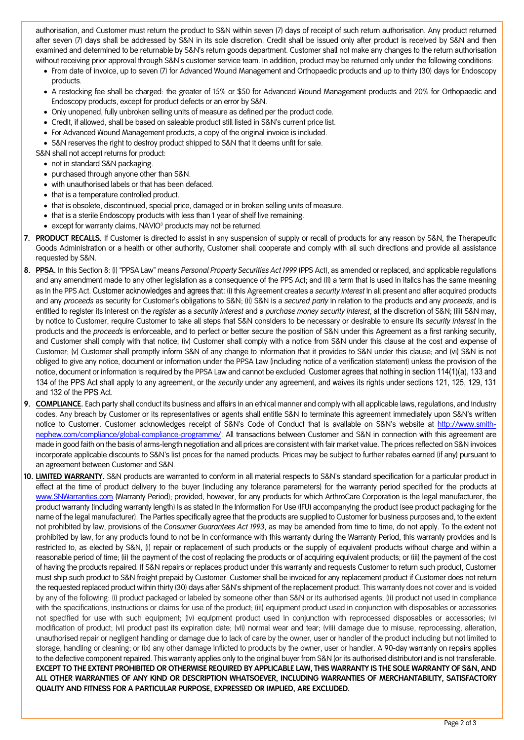authorisation, and Customer must return the product to S&N within seven (7) days of receipt of such return authorisation. Any product returned after seven (7) days shall be addressed by S&N in its sole discretion. Credit shall be issued only after product is received by S&N and then examined and determined to be returnable by S&N's return goods department. Customer shall not make any changes to the return authorisation without receiving prior approval through S&N's customer service team. In addition, product may be returned only under the following conditions:

- From date of invoice, up to seven (7) for Advanced Wound Management and Orthopaedic products and up to thirty (30) days for Endoscopy products.
- A restocking fee shall be charged: the greater of 15% or $50 for Advanced Wound Management products and 20% for Orthopaedic and Endoscopy products, except for product defects or an error by S&N.
- Only unopened, fully unbroken selling units of measure as defined per the product code.
- Credit, if allowed, shall be based on saleable product still listed in S&N's current price list.
- For Advanced Wound Management products, a copy of the original invoice is included.
- S&N reserves the right to destroy product shipped to S&N that it deems unfit for sale.

S&N shall not accept returns for product:

- not in standard S&N packaging.
- purchased through anyone other than S&N.
- with unauthorised labels or that has been defaced.
- that is a temperature controlled product.
- that is obsolete, discontinued, special price, damaged or in broken selling units of measure.
- that is a sterile Endoscopy products with less than 1 year of shelf live remaining.
- except for warranty claims, NAVIO◊ products may not be returned.

**7. PRODUCT RECALLS.** If Customer is directed to assist in any suspension of supply or recall of products for any reason by S&N, the Therapeutic Goods Administration or a health or other authority, Customer shall cooperate and comply with all such directions and provide all assistance requested by S&N.

**8. PPSA.** In this Section 8: (i) "PPSA Law" means *Personal Property Securities Act 1999* (PPS Act), as amended or replaced, and applicable regulations and any amendment made to any other legislation as a consequence of the PPS Act; and (ii) a term that is used in italics has the same meaning as in the PPS Act. Customer acknowledges and agrees that: (i) this Agreement creates a *security interest* in all present and after acquired products and any *proceeds* as security for Customer's obligations to S&N; (ii) S&N is a *secured party* in relation to the products and any *proceeds*, and is entitled to register its interest on the *register* as a *security interest* and a *purchase money security interest*, at the discretion of S&N; (iii) S&N may, by notice to Customer, require Customer to take all steps that S&N considers to be necessary or desirable to ensure its *security interest* in the products and the *proceeds* is enforceable, and to perfect or better secure the position of S&N under this Agreement as a first ranking security, and Customer shall comply with that notice; (iv) Customer shall comply with a notice from S&N under this clause at the cost and expense of Customer; (v) Customer shall promptly inform S&N of any change to information that it provides to S&N under this clause; and (vi) S&N is not obliged to give any notice, document or information under the PPSA Law (including notice of a verification statement) unless the provision of the notice, document or information is required by the PPSA Law and cannot be excluded. Customer agrees that nothing in section 114(1)(a), 133 and 134 of the PPS Act shall apply to any agreement, or the *security* under any agreement, and waives its rights under sections 121, 125, 129, 131 and 132 of the PPS Act.

**9. COMPLIANCE.** Each party shall conduct its business and affairs in an ethical manner and comply with all applicable laws, regulations, and industry codes. Any breach by Customer or its representatives or agents shall entitle S&N to terminate this agreement immediately upon S&N's written notice to Customer. Customer acknowledges receipt of S&N's Code of Conduct that is available on S&N's website at http://www.smith-nephew.com/compliance/global-compliance-programme/. All transactions between Customer and S&N in connection with this agreement are made in good faith on the basis of arms-length negotiation and all prices are consistent with fair market value. The prices reflected on S&N invoices incorporate applicable discounts to S&N's list prices for the named products. Prices may be subject to further rebates earned (if any) pursuant to an agreement between Customer and S&N.

**10. LIMITED WARRANTY.** S&N products are warranted to conform in all material respects to S&N's standard specification for a particular product in effect at the time of product delivery to the buyer (including any tolerance parameters) for the warranty period specified for the products at www.SNWarranties.com (Warranty Period); provided, however, for any products for which ArthroCare Corporation is the legal manufacturer, the product warranty (including warranty length) is as stated in the Information For Use (IFU) accompanying the product (see product packaging for the name of the legal manufacturer). The Parties specifically agree that the products are supplied to Customer for business purposes and, to the extent not prohibited by law, provisions of the *Consumer Guarantees Act 1993*, as may be amended from time to time, do not apply. To the extent not prohibited by law, for any products found to not be in conformance with this warranty during the Warranty Period, this warranty provides and is restricted to, as elected by S&N, (i) repair or replacement of such products or the supply of equivalent products without charge and within a reasonable period of time; (ii) the payment of the cost of replacing the products or of acquiring equivalent products; or (iii) the payment of the cost of having the products repaired. If S&N repairs or replaces product under this warranty and requests Customer to return such product, Customer must ship such product to S&N freight prepaid by Customer. Customer shall be invoiced for any replacement product if Customer does not return the requested replaced product within thirty (30) days after S&N's shipment of the replacement product. This warranty does not cover and is voided by any of the following: (i) product packaged or labeled by someone other than S&N or its authorised agents; (ii) product not used in compliance with the specifications, instructions or claims for use of the product; (iii) equipment product used in conjunction with disposables or accessories not specified for use with such equipment; (iv) equipment product used in conjunction with reprocessed disposables or accessories; (v) modification of product; (vi) product past its expiration date; (vii) normal wear and tear; (viii) damage due to misuse, reprocessing, alteration, unauthorised repair or negligent handling or damage due to lack of care by the owner, user or handler of the product including but not limited to storage, handling or cleaning; or (ix) any other damage inflicted to products by the owner, user or handler. A 90-day warranty on repairs applies to the defective component repaired. This warranty applies only to the original buyer from S&N (or its authorised distributor) and is not transferable. **EXCEPT TO THE EXTENT PROHIBITED OR OTHERWISE REQUIRED BY APPLICABLE LAW, THIS WARRANTY IS THE SOLE WARRANTY OF S&N, AND ALL OTHER WARRANTIES OF ANY KIND OR DESCRIPTION WHATSOEVER, INCLUDING WARRANTIES OF MERCHANTABILITY, SATISFACTORY QUALITY AND FITNESS FOR A PARTICULAR PURPOSE, EXPRESSED OR IMPLIED, ARE EXCLUDED.**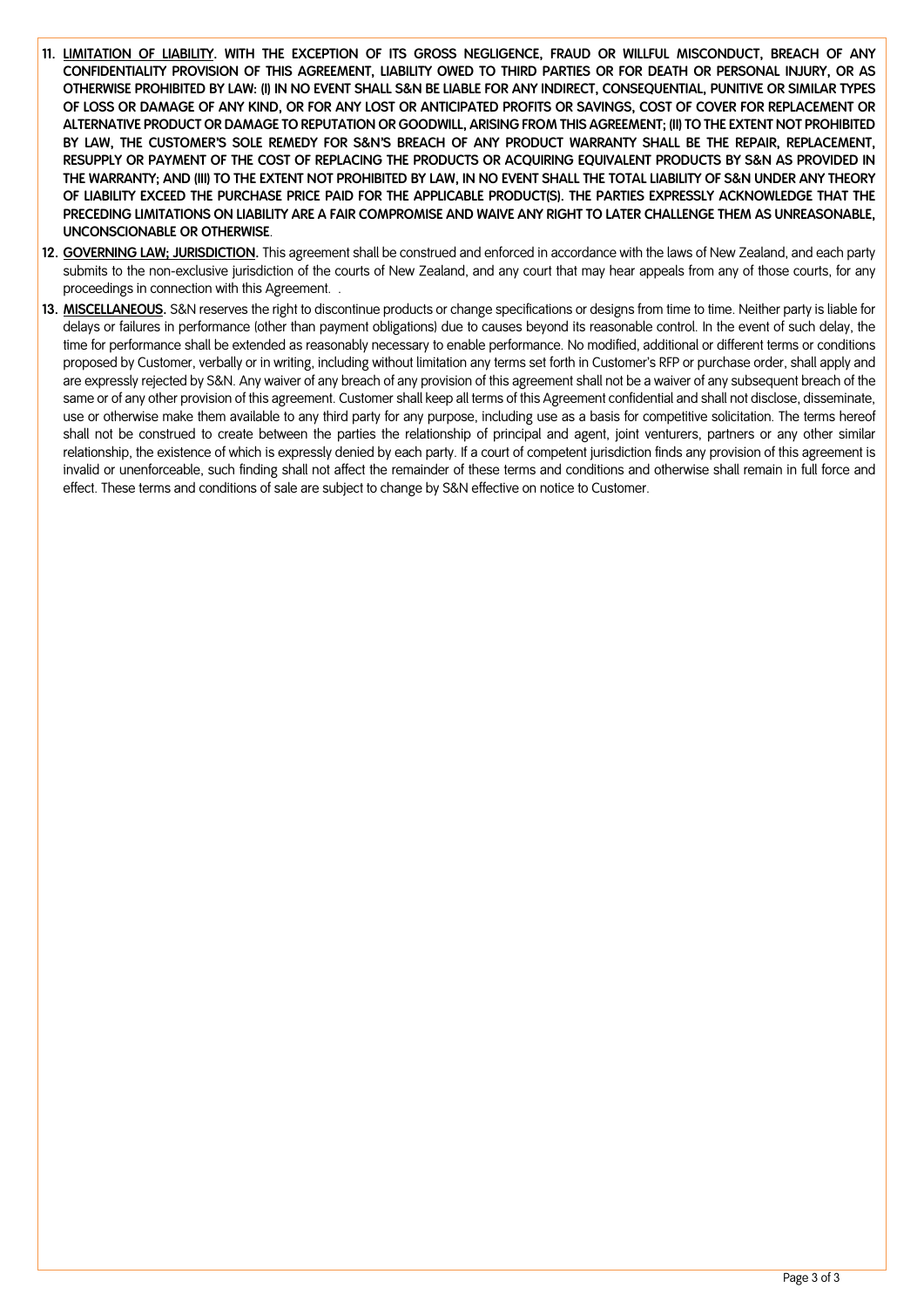11. **LIMITATION OF LIABILITY. WITH THE EXCEPTION OF ITS GROSS NEGLIGENCE, FRAUD OR WILLFUL MISCONDUCT, BREACH OF ANY CONFIDENTIALITY PROVISION OF THIS AGREEMENT, LIABILITY OWED TO THIRD PARTIES OR FOR DEATH OR PERSONAL INJURY, OR AS OTHERWISE PROHIBITED BY LAW: (I) IN NO EVENT SHALL S&N BE LIABLE FOR ANY INDIRECT, CONSEQUENTIAL, PUNITIVE OR SIMILAR TYPES OF LOSS OR DAMAGE OF ANY KIND, OR FOR ANY LOST OR ANTICIPATED PROFITS OR SAVINGS, COST OF COVER FOR REPLACEMENT OR ALTERNATIVE PRODUCT OR DAMAGE TO REPUTATION OR GOODWILL, ARISING FROM THIS AGREEMENT; (II) TO THE EXTENT NOT PROHIBITED BY LAW, THE CUSTOMER'S SOLE REMEDY FOR S&N'S BREACH OF ANY PRODUCT WARRANTY SHALL BE THE REPAIR, REPLACEMENT, RESUPPLY OR PAYMENT OF THE COST OF REPLACING THE PRODUCTS OR ACQUIRING EQUIVALENT PRODUCTS BY S&N AS PROVIDED IN THE WARRANTY; AND (III) TO THE EXTENT NOT PROHIBITED BY LAW, IN NO EVENT SHALL THE TOTAL LIABILITY OF S&N UNDER ANY THEORY OF LIABILITY EXCEED THE PURCHASE PRICE PAID FOR THE APPLICABLE PRODUCT(S). THE PARTIES EXPRESSLY ACKNOWLEDGE THAT THE PRECEDING LIMITATIONS ON LIABILITY ARE A FAIR COMPROMISE AND WAIVE ANY RIGHT TO LATER CHALLENGE THEM AS UNREASONABLE, UNCONSCIONABLE OR OTHERWISE**.

12. **GOVERNING LAW; JURISDICTION.** This agreement shall be construed and enforced in accordance with the laws of New Zealand, and each party submits to the non-exclusive jurisdiction of the courts of New Zealand, and any court that may hear appeals from any of those courts, for any proceedings in connection with this Agreement. .

13. **MISCELLANEOUS.** S&N reserves the right to discontinue products or change specifications or designs from time to time. Neither party is liable for delays or failures in performance (other than payment obligations) due to causes beyond its reasonable control. In the event of such delay, the time for performance shall be extended as reasonably necessary to enable performance. No modified, additional or different terms or conditions proposed by Customer, verbally or in writing, including without limitation any terms set forth in Customer's RFP or purchase order, shall apply and are expressly rejected by S&N. Any waiver of any breach of any provision of this agreement shall not be a waiver of any subsequent breach of the same or of any other provision of this agreement. Customer shall keep all terms of this Agreement confidential and shall not disclose, disseminate, use or otherwise make them available to any third party for any purpose, including use as a basis for competitive solicitation. The terms hereof shall not be construed to create between the parties the relationship of principal and agent, joint venturers, partners or any other similar relationship, the existence of which is expressly denied by each party. If a court of competent jurisdiction finds any provision of this agreement is invalid or unenforceable, such finding shall not affect the remainder of these terms and conditions and otherwise shall remain in full force and effect. These terms and conditions of sale are subject to change by S&N effective on notice to Customer.